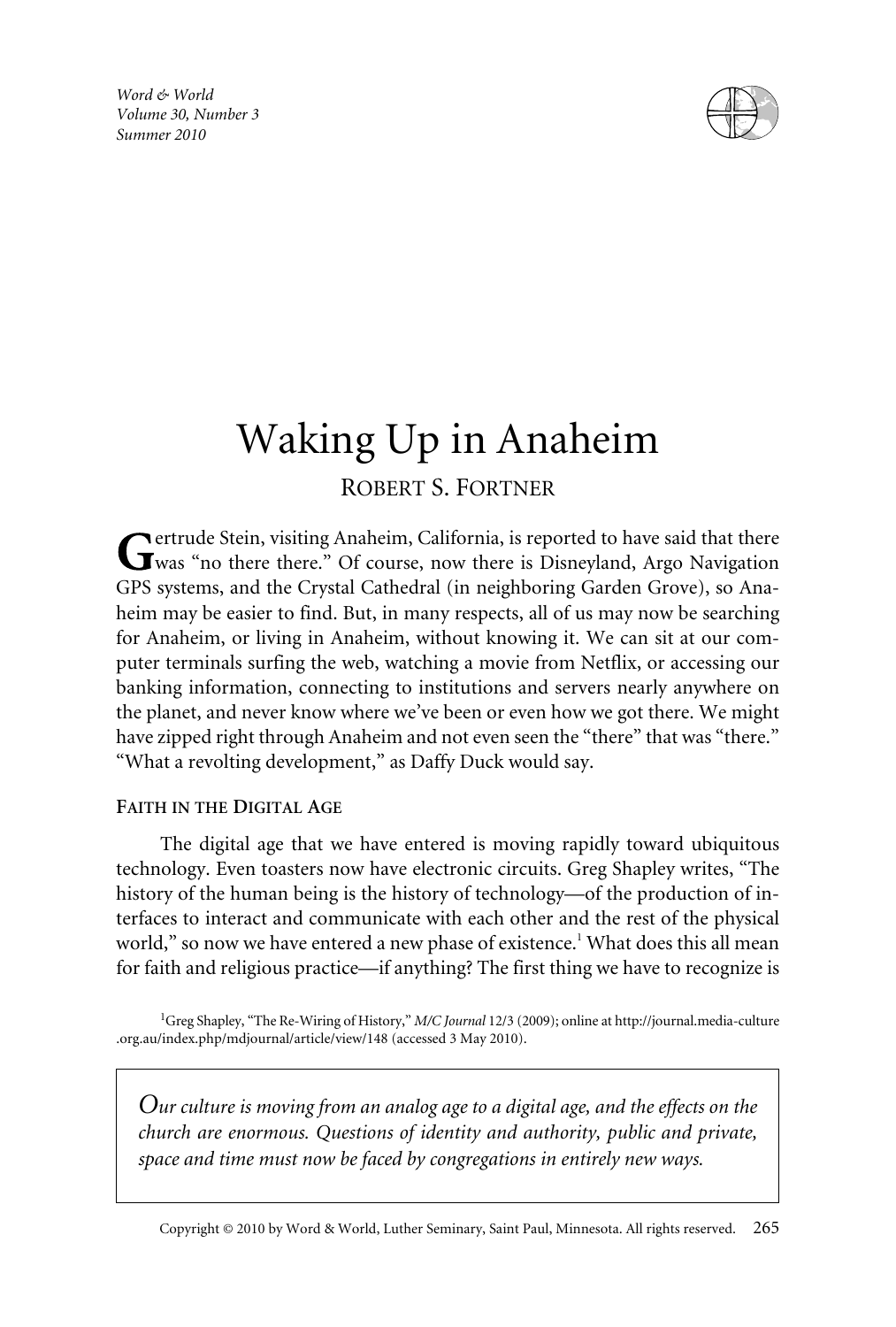# Waking Up in Anaheim

ROBERT S. FORTNER

Gertrude Stein, visiting Anaheim, California, is reported to have said that there was "no there there." Of course, now there is Disneyland, Argo Navigation GPS systems, and the Crystal Cathedral (in neighboring Garden Grove), so Anaheim may be easier to find. But, in many respects, all of us may now be searching for Anaheim, or living in Anaheim, without knowing it. We can sit at our computer terminals surfing the web, watching a movie from Netflix, or accessing our banking information, connecting to institutions and servers nearly anywhere on the planet, and never know where we've been or even how we got there. We might have zipped right through Anaheim and not even seen the "there" that was "there." "What a revolting development," as Daffy Duck would say.

## FAITH IN THE DIGITAL AGE

The digital age that we have entered is moving rapidly toward ubiquitous technology. Even toasters now have electronic circuits. Greg Shapley writes, "The history of the human being is the history of technology—of the production of interfaces to interact and communicate with each other and the rest of the physical world," so now we have entered a new phase of existence.[1] What does this all mean for faith and religious practice—if anything? The first thing we have to recognize is

[1] Greg Shapley, "The Re-Wiring of History," *M/C Journal* 12/3 (2009); online at http://journal.media-culture.org.au/index.php/mdjournal/article/view/148 (accessed 3 May 2010).

> *Our culture is moving from an analog age to a digital age, and the effects on the church are enormous. Questions of identity and authority, public and private, space and time must now be faced by congregations in entirely new ways.*

Copyright © 2010 by Word & World, Luther Seminary, Saint Paul, Minnesota. All rights reserved.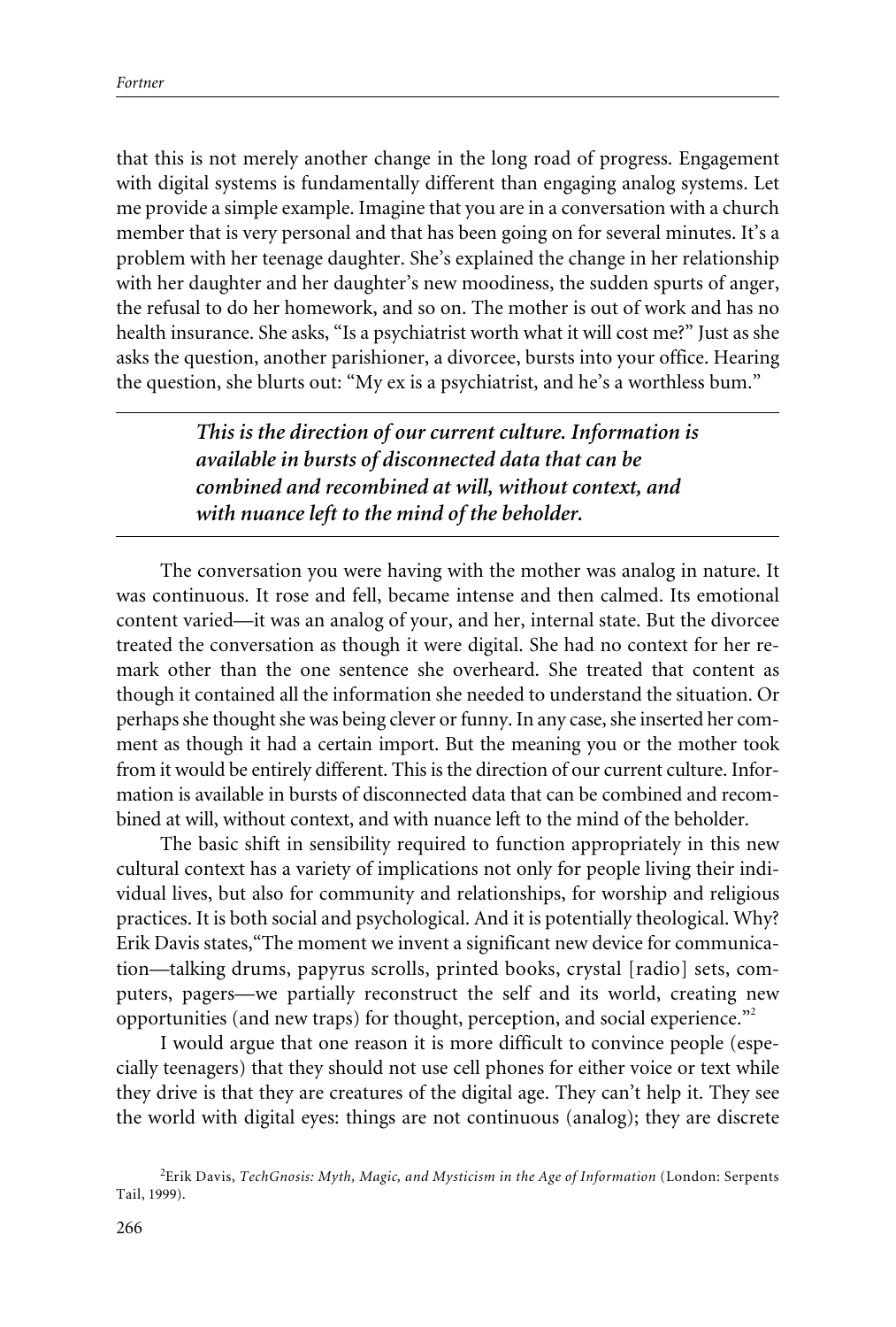that this is not merely another change in the long road of progress. Engagement with digital systems is fundamentally different than engaging analog systems. Let me provide a simple example. Imagine that you are in a conversation with a church member that is very personal and that has been going on for several minutes. It's a problem with her teenage daughter. She's explained the change in her relationship with her daughter and her daughter's new moodiness, the sudden spurts of anger, the refusal to do her homework, and so on. The mother is out of work and has no health insurance. She asks, "Is a psychiatrist worth what it will cost me?" Just as she asks the question, another parishioner, a divorcee, bursts into your office. Hearing the question, she blurts out: "My ex is a psychiatrist, and he's a worthless bum."

> ***This is the direction of our current culture. Information is available in bursts of disconnected data that can be combined and recombined at will, without context, and with nuance left to the mind of the beholder.***

The conversation you were having with the mother was analog in nature. It was continuous. It rose and fell, became intense and then calmed. Its emotional content varied—it was an analog of your, and her, internal state. But the divorcee treated the conversation as though it were digital. She had no context for her remark other than the one sentence she overheard. She treated that content as though it contained all the information she needed to understand the situation. Or perhaps she thought she was being clever or funny. In any case, she inserted her comment as though it had a certain import. But the meaning you or the mother took from it would be entirely different. This is the direction of our current culture. Information is available in bursts of disconnected data that can be combined and recombined at will, without context, and with nuance left to the mind of the beholder.

The basic shift in sensibility required to function appropriately in this new cultural context has a variety of implications not only for people living their individual lives, but also for community and relationships, for worship and religious practices. It is both social and psychological. And it is potentially theological. Why? Erik Davis states,"The moment we invent a significant new device for communication—talking drums, papyrus scrolls, printed books, crystal [radio] sets, computers, pagers—we partially reconstruct the self and its world, creating new opportunities (and new traps) for thought, perception, and social experience."[2]

I would argue that one reason it is more difficult to convince people (especially teenagers) that they should not use cell phones for either voice or text while they drive is that they are creatures of the digital age. They can't help it. They see the world with digital eyes: things are not continuous (analog); they are discrete

[2]Erik Davis, *TechGnosis: Myth, Magic, and Mysticism in the Age of Information* (London: Serpents Tail, 1999).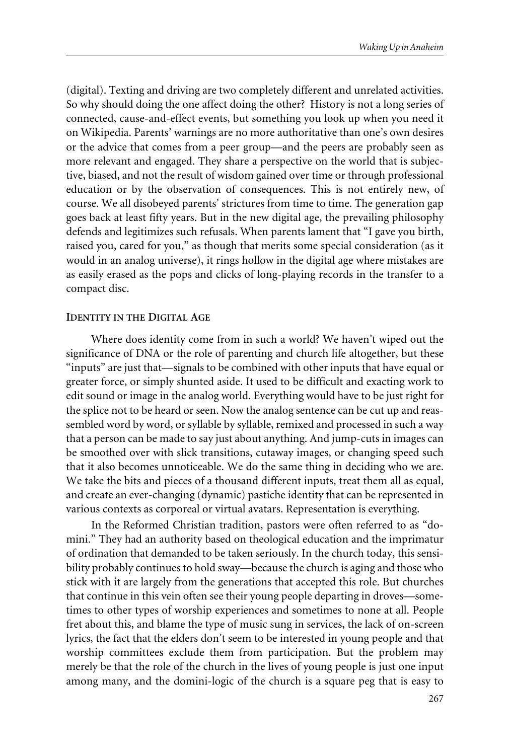(digital). Texting and driving are two completely different and unrelated activities. So why should doing the one affect doing the other? History is not a long series of connected, cause-and-effect events, but something you look up when you need it on Wikipedia. Parents' warnings are no more authoritative than one's own desires or the advice that comes from a peer group—and the peers are probably seen as more relevant and engaged. They share a perspective on the world that is subjective, biased, and not the result of wisdom gained over time or through professional education or by the observation of consequences. This is not entirely new, of course. We all disobeyed parents' strictures from time to time. The generation gap goes back at least fifty years. But in the new digital age, the prevailing philosophy defends and legitimizes such refusals. When parents lament that "I gave you birth, raised you, cared for you," as though that merits some special consideration (as it would in an analog universe), it rings hollow in the digital age where mistakes are as easily erased as the pops and clicks of long-playing records in the transfer to a compact disc.

## Identity in the Digital Age

Where does identity come from in such a world? We haven't wiped out the significance of DNA or the role of parenting and church life altogether, but these "inputs" are just that—signals to be combined with other inputs that have equal or greater force, or simply shunted aside. It used to be difficult and exacting work to edit sound or image in the analog world. Everything would have to be just right for the splice not to be heard or seen. Now the analog sentence can be cut up and reassembled word by word, or syllable by syllable, remixed and processed in such a way that a person can be made to say just about anything. And jump-cuts in images can be smoothed over with slick transitions, cutaway images, or changing speed such that it also becomes unnoticeable. We do the same thing in deciding who we are. We take the bits and pieces of a thousand different inputs, treat them all as equal, and create an ever-changing (dynamic) pastiche identity that can be represented in various contexts as corporeal or virtual avatars. Representation is everything.

In the Reformed Christian tradition, pastors were often referred to as "domini." They had an authority based on theological education and the imprimatur of ordination that demanded to be taken seriously. In the church today, this sensibility probably continues to hold sway—because the church is aging and those who stick with it are largely from the generations that accepted this role. But churches that continue in this vein often see their young people departing in droves—sometimes to other types of worship experiences and sometimes to none at all. People fret about this, and blame the type of music sung in services, the lack of on-screen lyrics, the fact that the elders don't seem to be interested in young people and that worship committees exclude them from participation. But the problem may merely be that the role of the church in the lives of young people is just one input among many, and the domini-logic of the church is a square peg that is easy to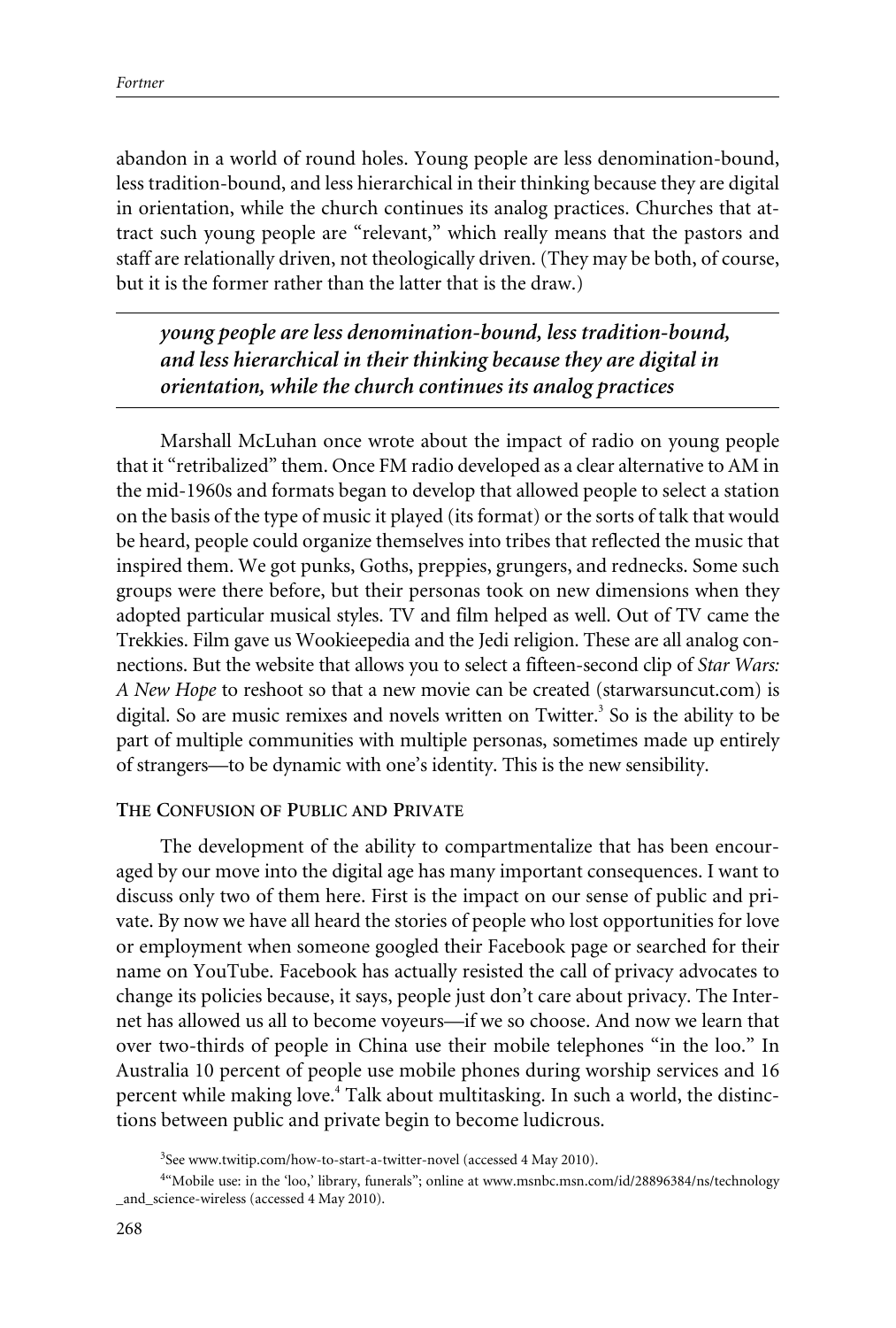abandon in a world of round holes. Young people are less denomination-bound, less tradition-bound, and less hierarchical in their thinking because they are digital in orientation, while the church continues its analog practices. Churches that attract such young people are "relevant," which really means that the pastors and staff are relationally driven, not theologically driven. (They may be both, of course, but it is the former rather than the latter that is the draw.)

---

***young people are less denomination-bound, less tradition-bound, and less hierarchical in their thinking because they are digital in orientation, while the church continues its analog practices***

---

Marshall McLuhan once wrote about the impact of radio on young people that it "retribalized" them. Once FM radio developed as a clear alternative to AM in the mid-1960s and formats began to develop that allowed people to select a station on the basis of the type of music it played (its format) or the sorts of talk that would be heard, people could organize themselves into tribes that reflected the music that inspired them. We got punks, Goths, preppies, grungers, and rednecks. Some such groups were there before, but their personas took on new dimensions when they adopted particular musical styles. TV and film helped as well. Out of TV came the Trekkies. Film gave us Wookieepedia and the Jedi religion. These are all analog connections. But the website that allows you to select a fifteen-second clip of *Star Wars: A New Hope* to reshoot so that a new movie can be created (starwarsuncut.com) is digital. So are music remixes and novels written on Twitter.[3] So is the ability to be part of multiple communities with multiple personas, sometimes made up entirely of strangers—to be dynamic with one's identity. This is the new sensibility.

### The Confusion of Public and Private

The development of the ability to compartmentalize that has been encouraged by our move into the digital age has many important consequences. I want to discuss only two of them here. First is the impact on our sense of public and private. By now we have all heard the stories of people who lost opportunities for love or employment when someone googled their Facebook page or searched for their name on YouTube. Facebook has actually resisted the call of privacy advocates to change its policies because, it says, people just don't care about privacy. The Internet has allowed us all to become voyeurs—if we so choose. And now we learn that over two-thirds of people in China use their mobile telephones "in the loo." In Australia 10 percent of people use mobile phones during worship services and 16 percent while making love.[4] Talk about multitasking. In such a world, the distinctions between public and private begin to become ludicrous.

[3] See www.twitip.com/how-to-start-a-twitter-novel (accessed 4 May 2010).

[4] "Mobile use: in the 'loo,' library, funerals"; online at www.msnbc.msn.com/id/28896384/ns/technology_and_science-wireless (accessed 4 May 2010).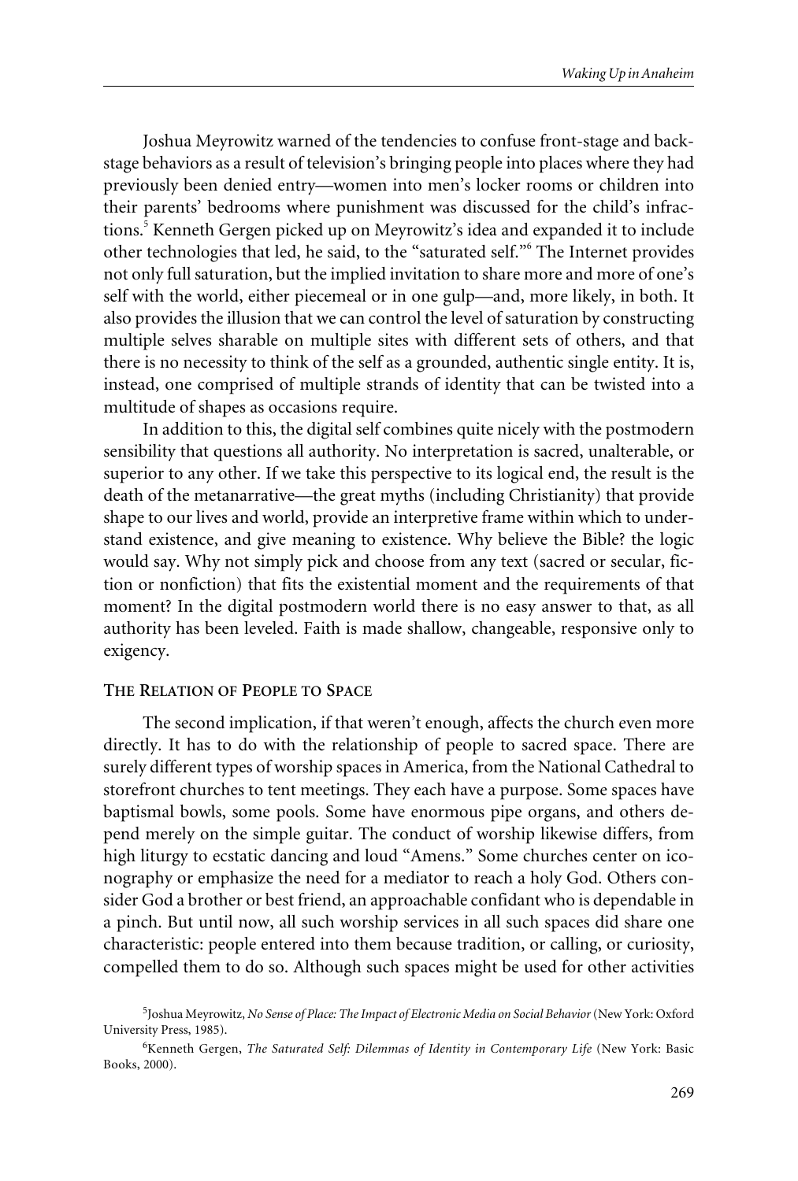Joshua Meyrowitz warned of the tendencies to confuse front-stage and backstage behaviors as a result of television's bringing people into places where they had previously been denied entry—women into men's locker rooms or children into their parents' bedrooms where punishment was discussed for the child's infractions.[5] Kenneth Gergen picked up on Meyrowitz's idea and expanded it to include other technologies that led, he said, to the "saturated self."[6] The Internet provides not only full saturation, but the implied invitation to share more and more of one's self with the world, either piecemeal or in one gulp—and, more likely, in both. It also provides the illusion that we can control the level of saturation by constructing multiple selves sharable on multiple sites with different sets of others, and that there is no necessity to think of the self as a grounded, authentic single entity. It is, instead, one comprised of multiple strands of identity that can be twisted into a multitude of shapes as occasions require.

In addition to this, the digital self combines quite nicely with the postmodern sensibility that questions all authority. No interpretation is sacred, unalterable, or superior to any other. If we take this perspective to its logical end, the result is the death of the metanarrative—the great myths (including Christianity) that provide shape to our lives and world, provide an interpretive frame within which to understand existence, and give meaning to existence. Why believe the Bible? the logic would say. Why not simply pick and choose from any text (sacred or secular, fiction or nonfiction) that fits the existential moment and the requirements of that moment? In the digital postmodern world there is no easy answer to that, as all authority has been leveled. Faith is made shallow, changeable, responsive only to exigency.

### The Relation of People to Space

The second implication, if that weren't enough, affects the church even more directly. It has to do with the relationship of people to sacred space. There are surely different types of worship spaces in America, from the National Cathedral to storefront churches to tent meetings. They each have a purpose. Some spaces have baptismal bowls, some pools. Some have enormous pipe organs, and others depend merely on the simple guitar. The conduct of worship likewise differs, from high liturgy to ecstatic dancing and loud "Amens." Some churches center on iconography or emphasize the need for a mediator to reach a holy God. Others consider God a brother or best friend, an approachable confidant who is dependable in a pinch. But until now, all such worship services in all such spaces did share one characteristic: people entered into them because tradition, or calling, or curiosity, compelled them to do so. Although such spaces might be used for other activities

[5] Joshua Meyrowitz, *No Sense of Place: The Impact of Electronic Media on Social Behavior* (New York: Oxford University Press, 1985).

[6] Kenneth Gergen, *The Saturated Self: Dilemmas of Identity in Contemporary Life* (New York: Basic Books, 2000).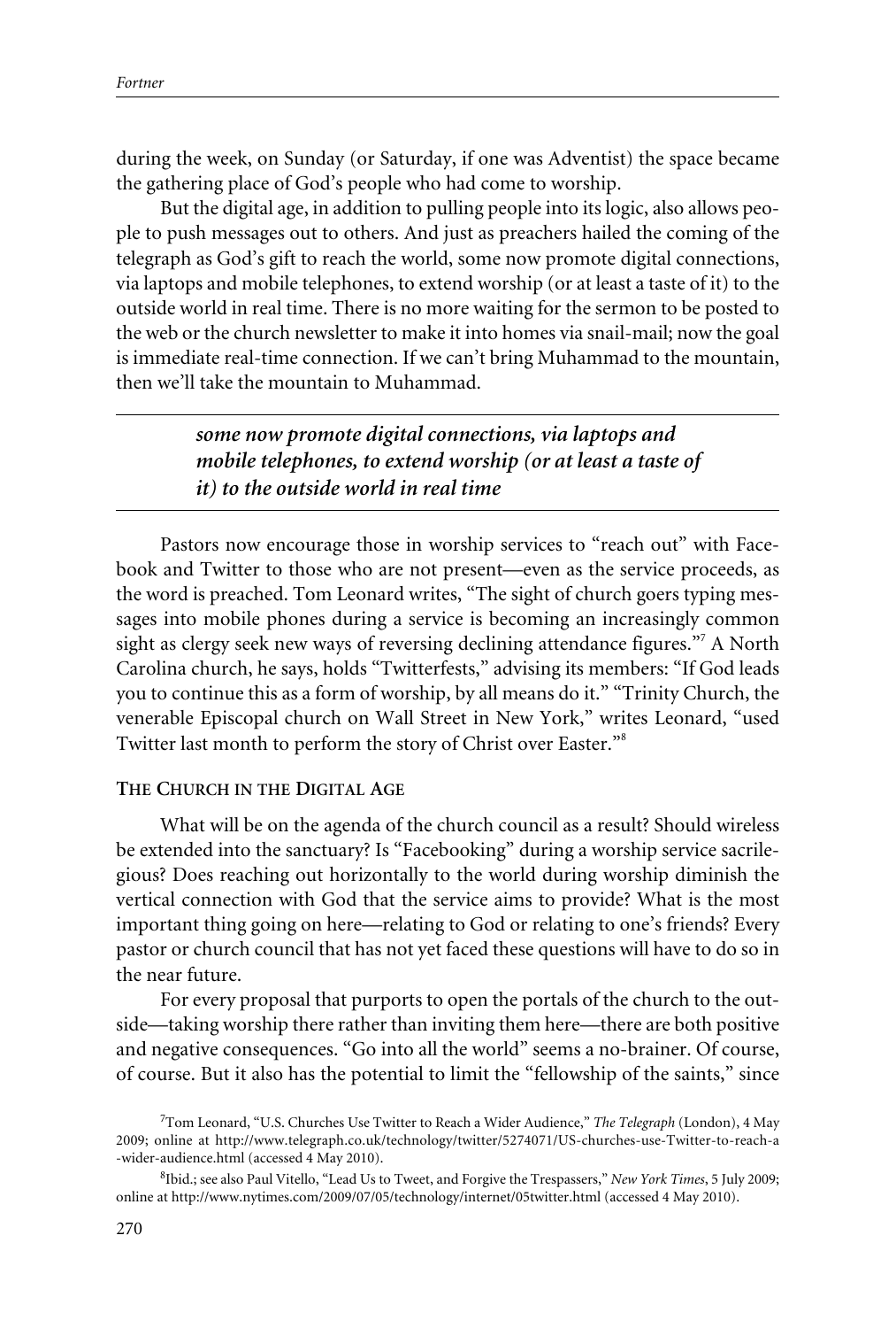during the week, on Sunday (or Saturday, if one was Adventist) the space became the gathering place of God's people who had come to worship.

But the digital age, in addition to pulling people into its logic, also allows people to push messages out to others. And just as preachers hailed the coming of the telegraph as God's gift to reach the world, some now promote digital connections, via laptops and mobile telephones, to extend worship (or at least a taste of it) to the outside world in real time. There is no more waiting for the sermon to be posted to the web or the church newsletter to make it into homes via snail-mail; now the goal is immediate real-time connection. If we can't bring Muhammad to the mountain, then we'll take the mountain to Muhammad.

> ***some now promote digital connections, via laptops and mobile telephones, to extend worship (or at least a taste of it) to the outside world in real time***

Pastors now encourage those in worship services to "reach out" with Facebook and Twitter to those who are not present—even as the service proceeds, as the word is preached. Tom Leonard writes, "The sight of church goers typing messages into mobile phones during a service is becoming an increasingly common sight as clergy seek new ways of reversing declining attendance figures."[7] A North Carolina church, he says, holds "Twitterfests," advising its members: "If God leads you to continue this as a form of worship, by all means do it." "Trinity Church, the venerable Episcopal church on Wall Street in New York," writes Leonard, "used Twitter last month to perform the story of Christ over Easter."[8]

### The Church in the Digital Age

What will be on the agenda of the church council as a result? Should wireless be extended into the sanctuary? Is "Facebooking" during a worship service sacrilegious? Does reaching out horizontally to the world during worship diminish the vertical connection with God that the service aims to provide? What is the most important thing going on here—relating to God or relating to one's friends? Every pastor or church council that has not yet faced these questions will have to do so in the near future.

For every proposal that purports to open the portals of the church to the outside—taking worship there rather than inviting them here—there are both positive and negative consequences. "Go into all the world" seems a no-brainer. Of course, of course. But it also has the potential to limit the "fellowship of the saints," since

[7] Tom Leonard, "U.S. Churches Use Twitter to Reach a Wider Audience," *The Telegraph* (London), 4 May 2009; online at http://www.telegraph.co.uk/technology/twitter/5274071/US-churches-use-Twitter-to-reach-a-wider-audience.html (accessed 4 May 2010).

[8] Ibid.; see also Paul Vitello, "Lead Us to Tweet, and Forgive the Trespassers," *New York Times*, 5 July 2009; online at http://www.nytimes.com/2009/07/05/technology/internet/05twitter.html (accessed 4 May 2010).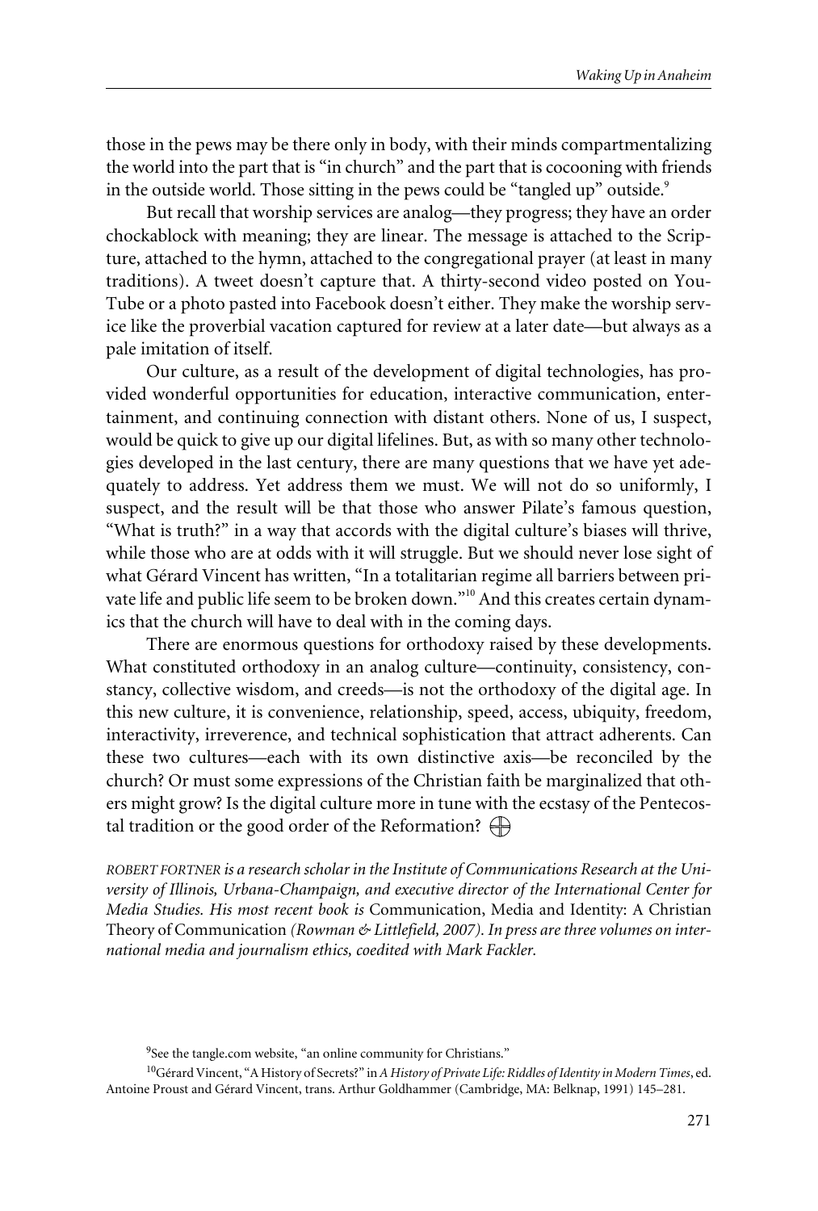those in the pews may be there only in body, with their minds compartmentalizing the world into the part that is "in church" and the part that is cocooning with friends in the outside world. Those sitting in the pews could be "tangled up" outside.[9]

But recall that worship services are analog—they progress; they have an order chockablock with meaning; they are linear. The message is attached to the Scripture, attached to the hymn, attached to the congregational prayer (at least in many traditions). A tweet doesn't capture that. A thirty-second video posted on YouTube or a photo pasted into Facebook doesn't either. They make the worship service like the proverbial vacation captured for review at a later date—but always as a pale imitation of itself.

Our culture, as a result of the development of digital technologies, has provided wonderful opportunities for education, interactive communication, entertainment, and continuing connection with distant others. None of us, I suspect, would be quick to give up our digital lifelines. But, as with so many other technologies developed in the last century, there are many questions that we have yet adequately to address. Yet address them we must. We will not do so uniformly, I suspect, and the result will be that those who answer Pilate's famous question, "What is truth?" in a way that accords with the digital culture's biases will thrive, while those who are at odds with it will struggle. But we should never lose sight of what Gérard Vincent has written, "In a totalitarian regime all barriers between private life and public life seem to be broken down."[10] And this creates certain dynamics that the church will have to deal with in the coming days.

There are enormous questions for orthodoxy raised by these developments. What constituted orthodoxy in an analog culture—continuity, consistency, constancy, collective wisdom, and creeds—is not the orthodoxy of the digital age. In this new culture, it is convenience, relationship, speed, access, ubiquity, freedom, interactivity, irreverence, and technical sophistication that attract adherents. Can these two cultures—each with its own distinctive axis—be reconciled by the church? Or must some expressions of the Christian faith be marginalized that others might grow? Is the digital culture more in tune with the ecstasy of the Pentecostal tradition or the good order of the Reformation?

*ROBERT FORTNER is a research scholar in the Institute of Communications Research at the University of Illinois, Urbana-Champaign, and executive director of the International Center for Media Studies. His most recent book is* Communication, Media and Identity: A Christian Theory of Communication *(Rowman & Littlefield, 2007). In press are three volumes on international media and journalism ethics, coedited with Mark Fackler.*

[9] See the tangle.com website, "an online community for Christians."

[10] Gérard Vincent, "A History of Secrets?" in *A History of Private Life: Riddles of Identity in Modern Times*, ed. Antoine Proust and Gérard Vincent, trans. Arthur Goldhammer (Cambridge, MA: Belknap, 1991) 145–281.